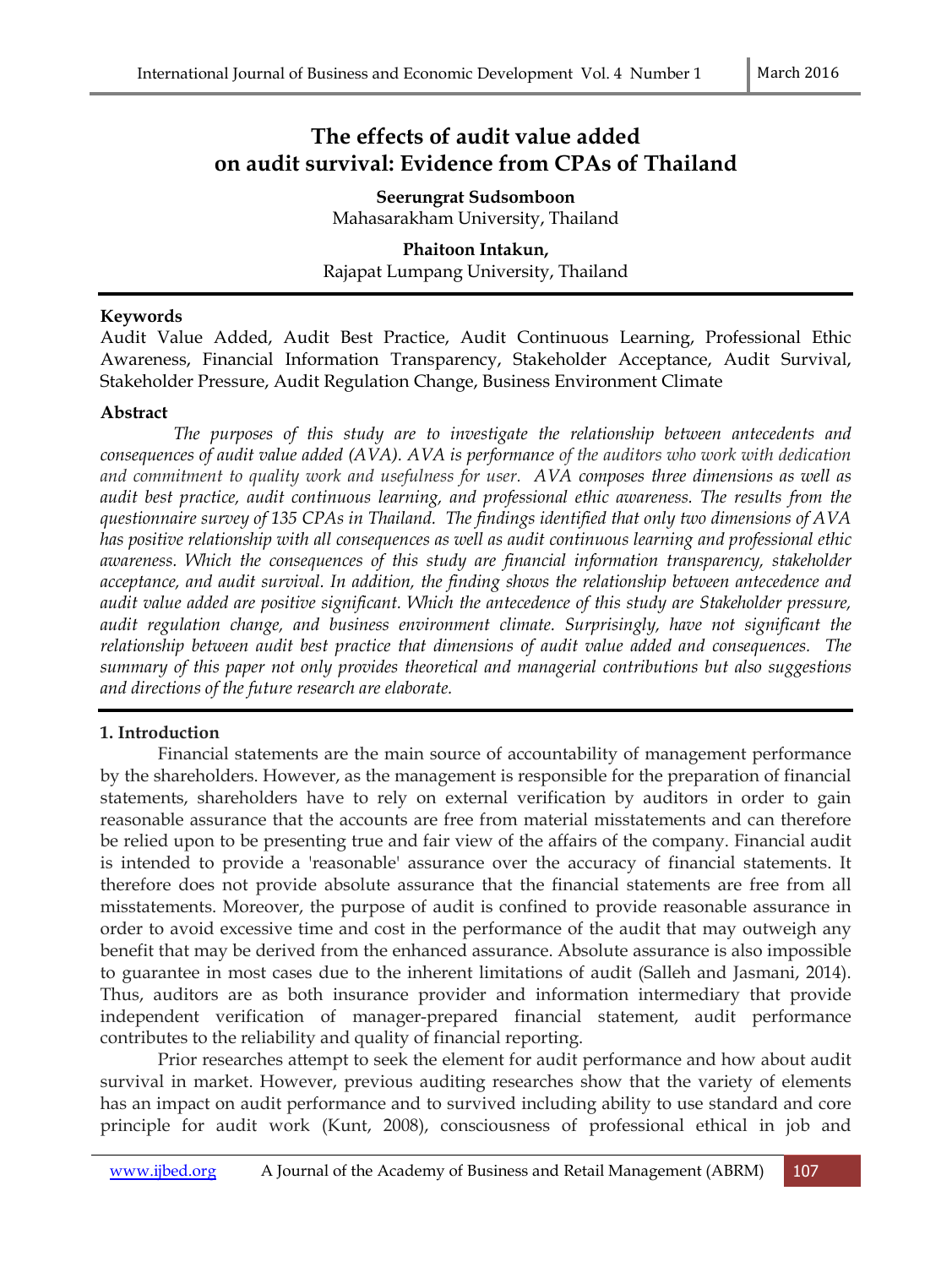# The effects of audit value added on audit survival: Evidence from CPAs of Thailand

**Seerungrat Sudsomboon**
Mahasarakham University, Thailand

**Phaitoon Intakun,**
Rajapat Lumpang University, Thailand

### Keywords

Audit Value Added, Audit Best Practice, Audit Continuous Learning, Professional Ethic Awareness, Financial Information Transparency, Stakeholder Acceptance, Audit Survival, Stakeholder Pressure, Audit Regulation Change, Business Environment Climate

### Abstract

*The purposes of this study are to investigate the relationship between antecedents and consequences of audit value added (AVA). AVA is performance of the auditors who work with dedication and commitment to quality work and usefulness for user. AVA composes three dimensions as well as audit best practice, audit continuous learning, and professional ethic awareness. The results from the questionnaire survey of 135 CPAs in Thailand. The findings identified that only two dimensions of AVA has positive relationship with all consequences as well as audit continuous learning and professional ethic awareness. Which the consequences of this study are financial information transparency, stakeholder acceptance, and audit survival. In addition, the finding shows the relationship between antecedence and audit value added are positive significant. Which the antecedence of this study are Stakeholder pressure, audit regulation change, and business environment climate. Surprisingly, have not significant the relationship between audit best practice that dimensions of audit value added and consequences. The summary of this paper not only provides theoretical and managerial contributions but also suggestions and directions of the future research are elaborate.*

## 1. Introduction

Financial statements are the main source of accountability of management performance by the shareholders. However, as the management is responsible for the preparation of financial statements, shareholders have to rely on external verification by auditors in order to gain reasonable assurance that the accounts are free from material misstatements and can therefore be relied upon to be presenting true and fair view of the affairs of the company. Financial audit is intended to provide a 'reasonable' assurance over the accuracy of financial statements. It therefore does not provide absolute assurance that the financial statements are free from all misstatements. Moreover, the purpose of audit is confined to provide reasonable assurance in order to avoid excessive time and cost in the performance of the audit that may outweigh any benefit that may be derived from the enhanced assurance. Absolute assurance is also impossible to guarantee in most cases due to the inherent limitations of audit (Salleh and Jasmani, 2014). Thus, auditors are as both insurance provider and information intermediary that provide independent verification of manager-prepared financial statement, audit performance contributes to the reliability and quality of financial reporting.

Prior researches attempt to seek the element for audit performance and how about audit survival in market. However, previous auditing researches show that the variety of elements has an impact on audit performance and to survived including ability to use standard and core principle for audit work (Kunt, 2008), consciousness of professional ethical in job and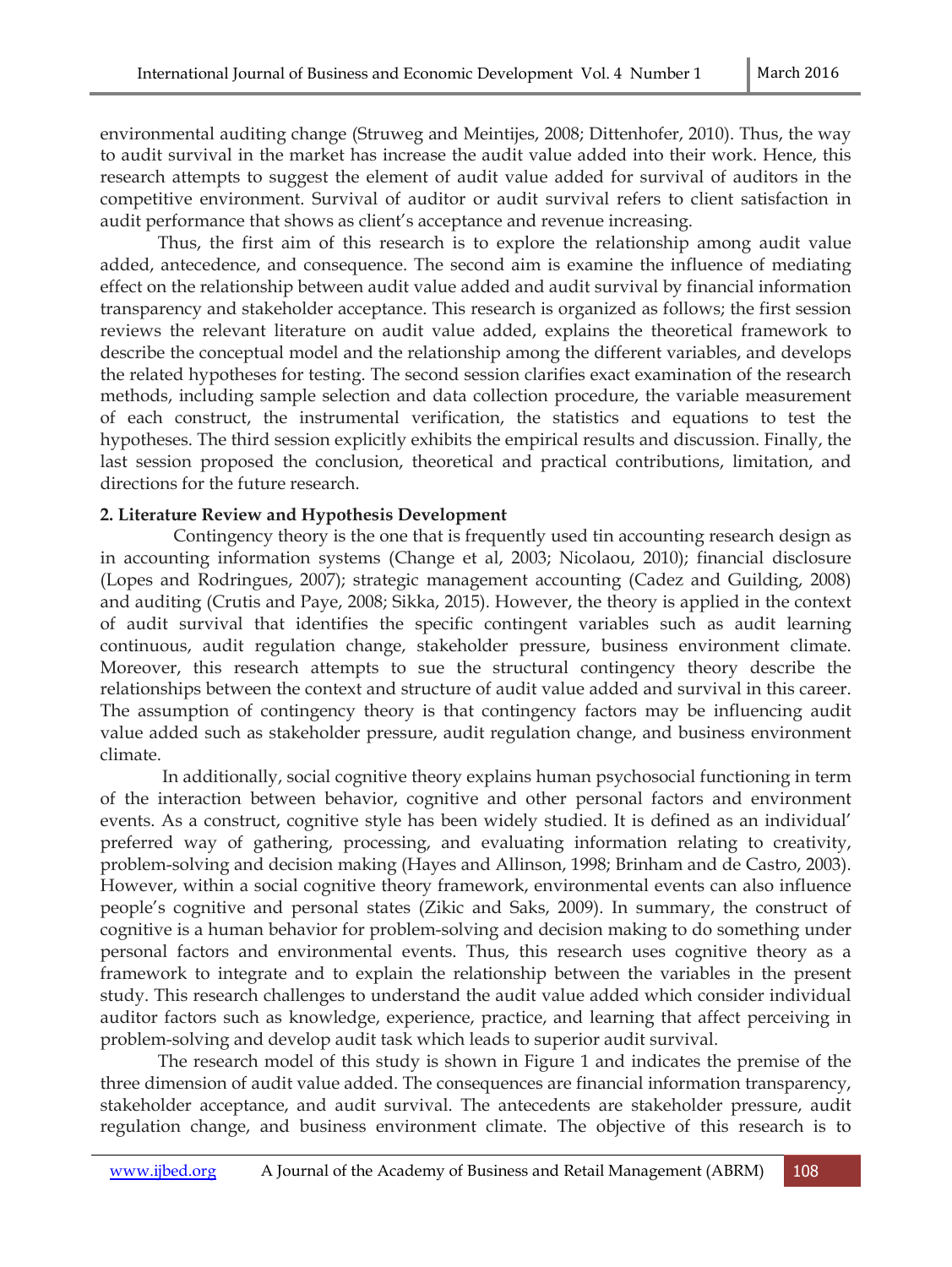environmental auditing change (Struweg and Meintijes, 2008; Dittenhofer, 2010). Thus, the way to audit survival in the market has increase the audit value added into their work. Hence, this research attempts to suggest the element of audit value added for survival of auditors in the competitive environment. Survival of auditor or audit survival refers to client satisfaction in audit performance that shows as client's acceptance and revenue increasing.

Thus, the first aim of this research is to explore the relationship among audit value added, antecedence, and consequence. The second aim is examine the influence of mediating effect on the relationship between audit value added and audit survival by financial information transparency and stakeholder acceptance. This research is organized as follows; the first session reviews the relevant literature on audit value added, explains the theoretical framework to describe the conceptual model and the relationship among the different variables, and develops the related hypotheses for testing. The second session clarifies exact examination of the research methods, including sample selection and data collection procedure, the variable measurement of each construct, the instrumental verification, the statistics and equations to test the hypotheses. The third session explicitly exhibits the empirical results and discussion. Finally, the last session proposed the conclusion, theoretical and practical contributions, limitation, and directions for the future research.

## 2. Literature Review and Hypothesis Development

Contingency theory is the one that is frequently used tin accounting research design as in accounting information systems (Change et al, 2003; Nicolaou, 2010); financial disclosure (Lopes and Rodringues, 2007); strategic management accounting (Cadez and Guilding, 2008) and auditing (Crutis and Paye, 2008; Sikka, 2015). However, the theory is applied in the context of audit survival that identifies the specific contingent variables such as audit learning continuous, audit regulation change, stakeholder pressure, business environment climate. Moreover, this research attempts to sue the structural contingency theory describe the relationships between the context and structure of audit value added and survival in this career. The assumption of contingency theory is that contingency factors may be influencing audit value added such as stakeholder pressure, audit regulation change, and business environment climate.

In additionally, social cognitive theory explains human psychosocial functioning in term of the interaction between behavior, cognitive and other personal factors and environment events. As a construct, cognitive style has been widely studied. It is defined as an individual' preferred way of gathering, processing, and evaluating information relating to creativity, problem-solving and decision making (Hayes and Allinson, 1998; Brinham and de Castro, 2003). However, within a social cognitive theory framework, environmental events can also influence people's cognitive and personal states (Zikic and Saks, 2009). In summary, the construct of cognitive is a human behavior for problem-solving and decision making to do something under personal factors and environmental events. Thus, this research uses cognitive theory as a framework to integrate and to explain the relationship between the variables in the present study. This research challenges to understand the audit value added which consider individual auditor factors such as knowledge, experience, practice, and learning that affect perceiving in problem-solving and develop audit task which leads to superior audit survival.

The research model of this study is shown in Figure 1 and indicates the premise of the three dimension of audit value added. The consequences are financial information transparency, stakeholder acceptance, and audit survival. The antecedents are stakeholder pressure, audit regulation change, and business environment climate. The objective of this research is to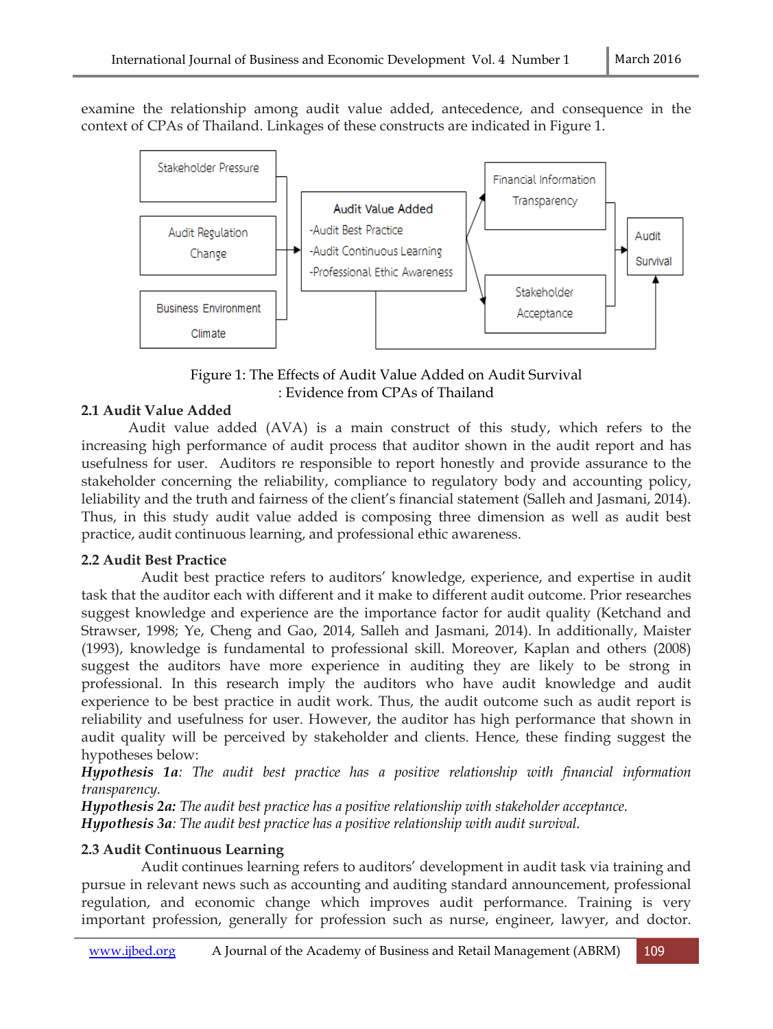examine the relationship among audit value added, antecedence, and consequence in the context of CPAs of Thailand. Linkages of these constructs are indicated in Figure 1.

Figure 1: The Effects of Audit Value Added on Audit Survival
: Evidence from CPAs of Thailand

### 2.1 Audit Value Added

Audit value added (AVA) is a main construct of this study, which refers to the increasing high performance of audit process that auditor shown in the audit report and has usefulness for user. Auditors re responsible to report honestly and provide assurance to the stakeholder concerning the reliability, compliance to regulatory body and accounting policy, leliability and the truth and fairness of the client's financial statement (Salleh and Jasmani, 2014). Thus, in this study audit value added is composing three dimension as well as audit best practice, audit continuous learning, and professional ethic awareness.

### 2.2 Audit Best Practice

Audit best practice refers to auditors' knowledge, experience, and expertise in audit task that the auditor each with different and it make to different audit outcome. Prior researches suggest knowledge and experience are the importance factor for audit quality (Ketchand and Strawser, 1998; Ye, Cheng and Gao, 2014, Salleh and Jasmani, 2014). In additionally, Maister (1993), knowledge is fundamental to professional skill. Moreover, Kaplan and others (2008) suggest the auditors have more experience in auditing they are likely to be strong in professional. In this research imply the auditors who have audit knowledge and audit experience to be best practice in audit work. Thus, the audit outcome such as audit report is reliability and usefulness for user. However, the auditor has high performance that shown in audit quality will be perceived by stakeholder and clients. Hence, these finding suggest the hypotheses below:

***Hypothesis 1a****: The audit best practice has a positive relationship with financial information transparency.*

***Hypothesis 2a:*** *The audit best practice has a positive relationship with stakeholder acceptance.*

***Hypothesis 3a****: The audit best practice has a positive relationship with audit survival.*

### 2.3 Audit Continuous Learning

Audit continues learning refers to auditors' development in audit task via training and pursue in relevant news such as accounting and auditing standard announcement, professional regulation, and economic change which improves audit performance. Training is very important profession, generally for profession such as nurse, engineer, lawyer, and doctor.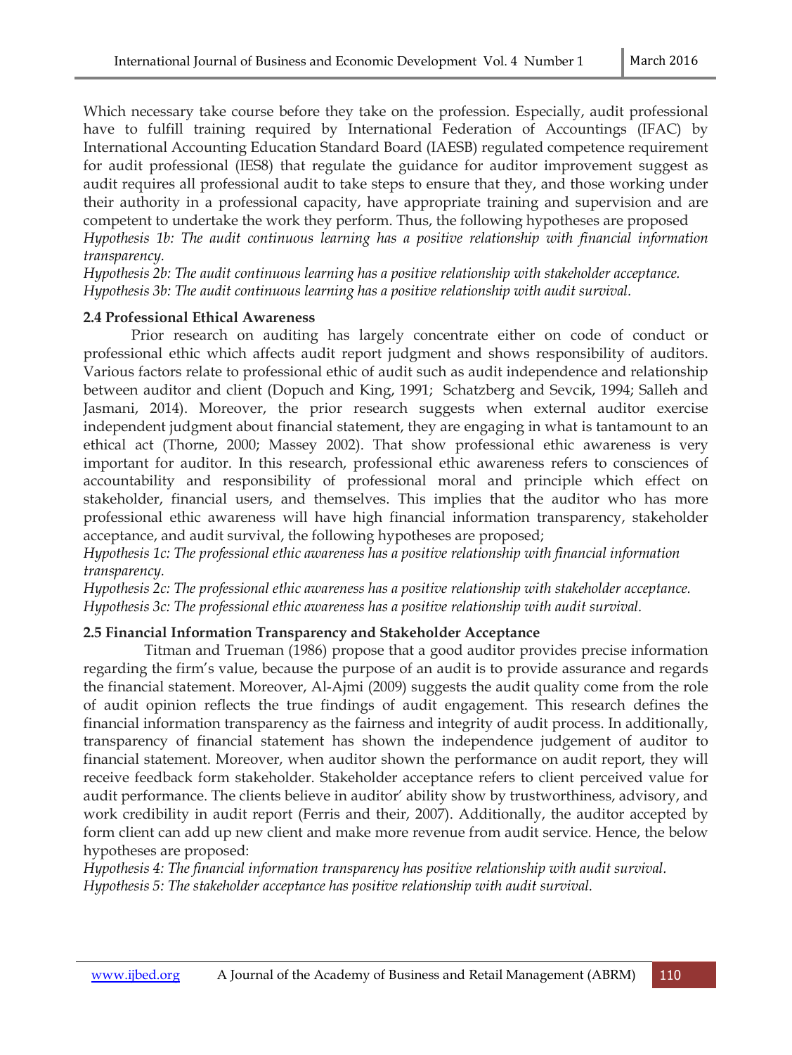Which necessary take course before they take on the profession. Especially, audit professional have to fulfill training required by International Federation of Accountings (IFAC) by International Accounting Education Standard Board (IAESB) regulated competence requirement for audit professional (IES8) that regulate the guidance for auditor improvement suggest as audit requires all professional audit to take steps to ensure that they, and those working under their authority in a professional capacity, have appropriate training and supervision and are competent to undertake the work they perform. Thus, the following hypotheses are proposed

*Hypothesis 1b: The audit continuous learning has a positive relationship with financial information transparency.*

*Hypothesis 2b: The audit continuous learning has a positive relationship with stakeholder acceptance.*

*Hypothesis 3b: The audit continuous learning has a positive relationship with audit survival.*

### 2.4 Professional Ethical Awareness

Prior research on auditing has largely concentrate either on code of conduct or professional ethic which affects audit report judgment and shows responsibility of auditors. Various factors relate to professional ethic of audit such as audit independence and relationship between auditor and client (Dopuch and King, 1991; Schatzberg and Sevcik, 1994; Salleh and Jasmani, 2014). Moreover, the prior research suggests when external auditor exercise independent judgment about financial statement, they are engaging in what is tantamount to an ethical act (Thorne, 2000; Massey 2002). That show professional ethic awareness is very important for auditor. In this research, professional ethic awareness refers to consciences of accountability and responsibility of professional moral and principle which effect on stakeholder, financial users, and themselves. This implies that the auditor who has more professional ethic awareness will have high financial information transparency, stakeholder acceptance, and audit survival, the following hypotheses are proposed;

*Hypothesis 1c: The professional ethic awareness has a positive relationship with financial information transparency.*

*Hypothesis 2c: The professional ethic awareness has a positive relationship with stakeholder acceptance.*

*Hypothesis 3c: The professional ethic awareness has a positive relationship with audit survival.*

### 2.5 Financial Information Transparency and Stakeholder Acceptance

Titman and Trueman (1986) propose that a good auditor provides precise information regarding the firm's value, because the purpose of an audit is to provide assurance and regards the financial statement. Moreover, Al-Ajmi (2009) suggests the audit quality come from the role of audit opinion reflects the true findings of audit engagement. This research defines the financial information transparency as the fairness and integrity of audit process. In additionally, transparency of financial statement has shown the independence judgement of auditor to financial statement. Moreover, when auditor shown the performance on audit report, they will receive feedback form stakeholder. Stakeholder acceptance refers to client perceived value for audit performance. The clients believe in auditor' ability show by trustworthiness, advisory, and work credibility in audit report (Ferris and their, 2007). Additionally, the auditor accepted by form client can add up new client and make more revenue from audit service. Hence, the below hypotheses are proposed:

*Hypothesis 4: The financial information transparency has positive relationship with audit survival.*

*Hypothesis 5: The stakeholder acceptance has positive relationship with audit survival.*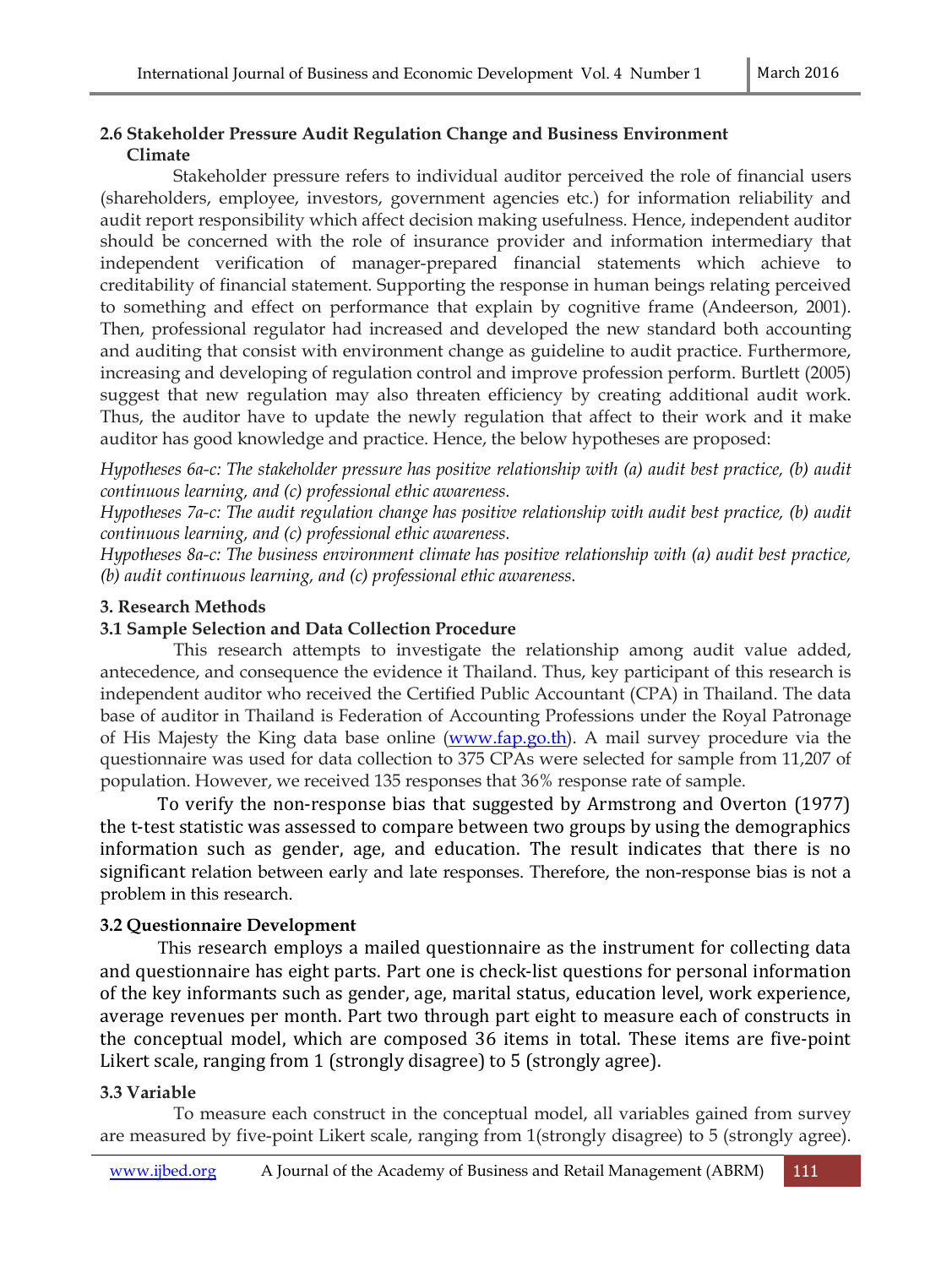### 2.6 Stakeholder Pressure Audit Regulation Change and Business Environment Climate

Stakeholder pressure refers to individual auditor perceived the role of financial users (shareholders, employee, investors, government agencies etc.) for information reliability and audit report responsibility which affect decision making usefulness. Hence, independent auditor should be concerned with the role of insurance provider and information intermediary that independent verification of manager-prepared financial statements which achieve to creditability of financial statement. Supporting the response in human beings relating perceived to something and effect on performance that explain by cognitive frame (Andeerson, 2001). Then, professional regulator had increased and developed the new standard both accounting and auditing that consist with environment change as guideline to audit practice. Furthermore, increasing and developing of regulation control and improve profession perform. Burtlett (2005) suggest that new regulation may also threaten efficiency by creating additional audit work. Thus, the auditor have to update the newly regulation that affect to their work and it make auditor has good knowledge and practice. Hence, the below hypotheses are proposed:

*Hypotheses 6a-c: The stakeholder pressure has positive relationship with (a) audit best practice, (b) audit continuous learning, and (c) professional ethic awareness.*

*Hypotheses 7a-c: The audit regulation change has positive relationship with audit best practice, (b) audit continuous learning, and (c) professional ethic awareness.*

*Hypotheses 8a-c: The business environment climate has positive relationship with (a) audit best practice, (b) audit continuous learning, and (c) professional ethic awareness.*

## 3. Research Methods

### 3.1 Sample Selection and Data Collection Procedure

This research attempts to investigate the relationship among audit value added, antecedence, and consequence the evidence it Thailand. Thus, key participant of this research is independent auditor who received the Certified Public Accountant (CPA) in Thailand. The data base of auditor in Thailand is Federation of Accounting Professions under the Royal Patronage of His Majesty the King data base online (www.fap.go.th). A mail survey procedure via the questionnaire was used for data collection to 375 CPAs were selected for sample from 11,207 of population. However, we received 135 responses that 36% response rate of sample.

To verify the non-response bias that suggested by Armstrong and Overton (1977) the t-test statistic was assessed to compare between two groups by using the demographics information such as gender, age, and education. The result indicates that there is no significant relation between early and late responses. Therefore, the non-response bias is not a problem in this research.

### 3.2 Questionnaire Development

This research employs a mailed questionnaire as the instrument for collecting data and questionnaire has eight parts. Part one is check-list questions for personal information of the key informants such as gender, age, marital status, education level, work experience, average revenues per month. Part two through part eight to measure each of constructs in the conceptual model, which are composed 36 items in total. These items are five-point Likert scale, ranging from 1 (strongly disagree) to 5 (strongly agree).

### 3.3 Variable

To measure each construct in the conceptual model, all variables gained from survey are measured by five-point Likert scale, ranging from 1(strongly disagree) to 5 (strongly agree).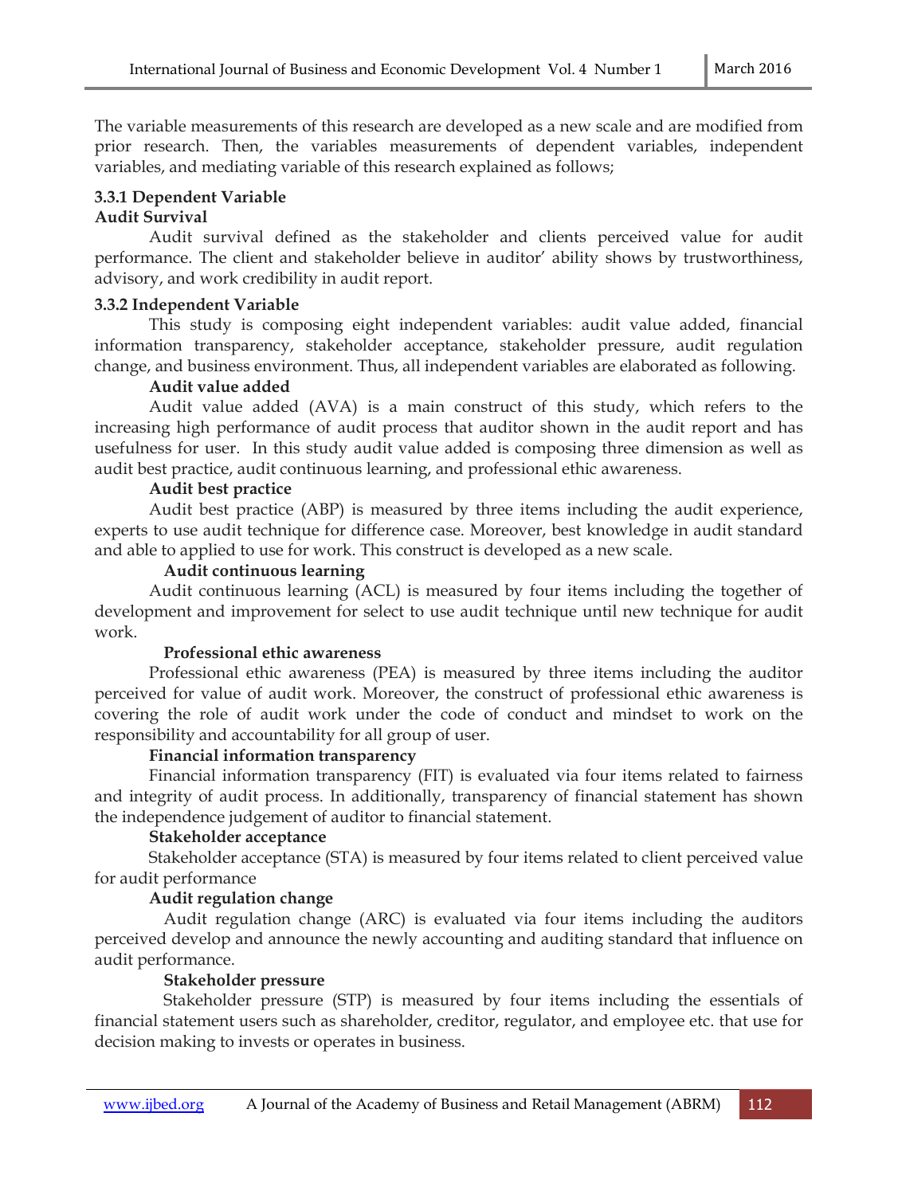The variable measurements of this research are developed as a new scale and are modified from prior research. Then, the variables measurements of dependent variables, independent variables, and mediating variable of this research explained as follows;

### 3.3.1 Dependent Variable

**Audit Survival**

Audit survival defined as the stakeholder and clients perceived value for audit performance. The client and stakeholder believe in auditor' ability shows by trustworthiness, advisory, and work credibility in audit report.

### 3.3.2 Independent Variable

This study is composing eight independent variables: audit value added, financial information transparency, stakeholder acceptance, stakeholder pressure, audit regulation change, and business environment. Thus, all independent variables are elaborated as following.

**Audit value added**

Audit value added (AVA) is a main construct of this study, which refers to the increasing high performance of audit process that auditor shown in the audit report and has usefulness for user. In this study audit value added is composing three dimension as well as audit best practice, audit continuous learning, and professional ethic awareness.

**Audit best practice**

Audit best practice (ABP) is measured by three items including the audit experience, experts to use audit technique for difference case. Moreover, best knowledge in audit standard and able to applied to use for work. This construct is developed as a new scale.

**Audit continuous learning**

Audit continuous learning (ACL) is measured by four items including the together of development and improvement for select to use audit technique until new technique for audit work.

**Professional ethic awareness**

Professional ethic awareness (PEA) is measured by three items including the auditor perceived for value of audit work. Moreover, the construct of professional ethic awareness is covering the role of audit work under the code of conduct and mindset to work on the responsibility and accountability for all group of user.

**Financial information transparency**

Financial information transparency (FIT) is evaluated via four items related to fairness and integrity of audit process. In additionally, transparency of financial statement has shown the independence judgement of auditor to financial statement.

**Stakeholder acceptance**

Stakeholder acceptance (STA) is measured by four items related to client perceived value for audit performance

**Audit regulation change**

Audit regulation change (ARC) is evaluated via four items including the auditors perceived develop and announce the newly accounting and auditing standard that influence on audit performance.

**Stakeholder pressure**

Stakeholder pressure (STP) is measured by four items including the essentials of financial statement users such as shareholder, creditor, regulator, and employee etc. that use for decision making to invests or operates in business.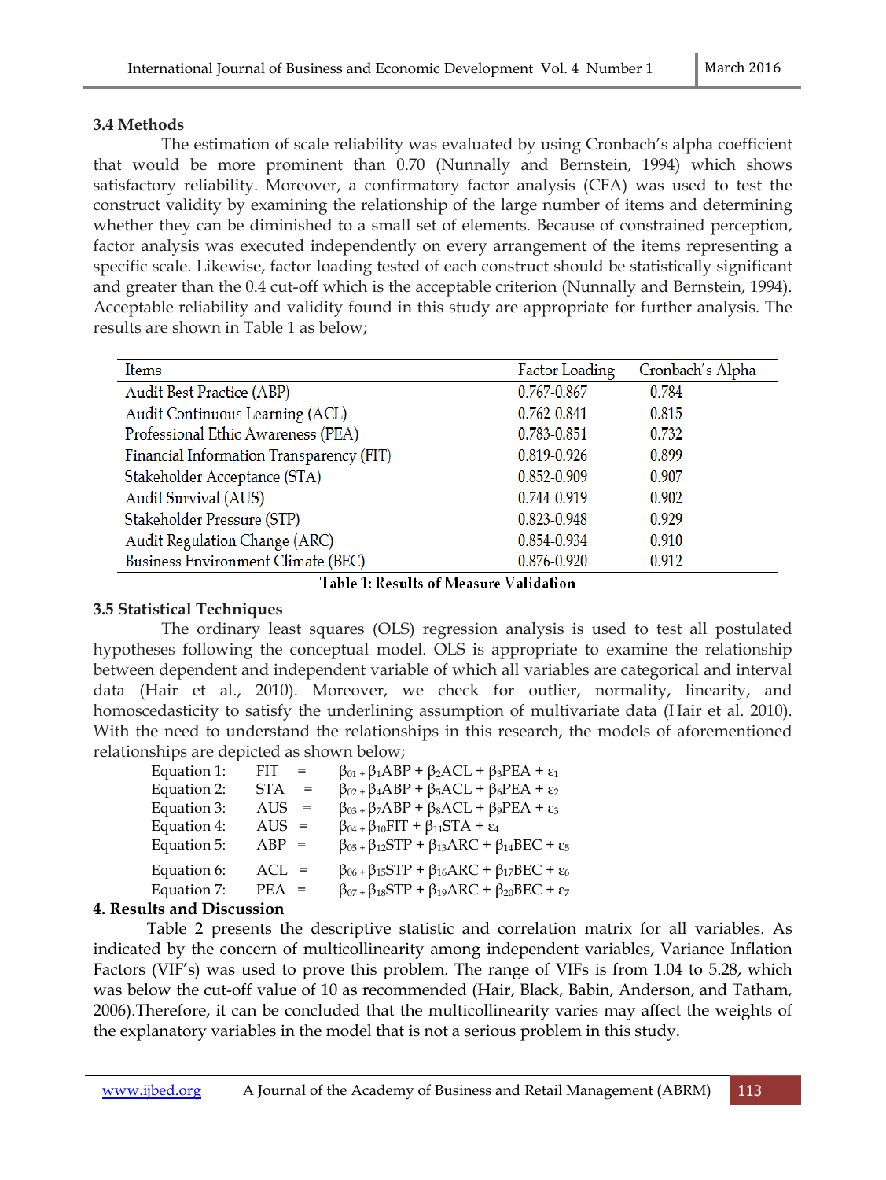### 3.4 Methods

The estimation of scale reliability was evaluated by using Cronbach's alpha coefficient that would be more prominent than 0.70 (Nunnally and Bernstein, 1994) which shows satisfactory reliability. Moreover, a confirmatory factor analysis (CFA) was used to test the construct validity by examining the relationship of the large number of items and determining whether they can be diminished to a small set of elements. Because of constrained perception, factor analysis was executed independently on every arrangement of the items representing a specific scale. Likewise, factor loading tested of each construct should be statistically significant and greater than the 0.4 cut-off which is the acceptable criterion (Nunnally and Bernstein, 1994). Acceptable reliability and validity found in this study are appropriate for further analysis. The results are shown in Table 1 as below;

| Items | Factor Loading | Cronbach's Alpha |
|---|---|---|
| Audit Best Practice (ABP) | 0.767-0.867 | 0.784 |
| Audit Continuous Learning (ACL) | 0.762-0.841 | 0.815 |
| Professional Ethic Awareness (PEA) | 0.783-0.851 | 0.732 |
| Financial Information Transparency (FIT) | 0.819-0.926 | 0.899 |
| Stakeholder Acceptance (STA) | 0.852-0.909 | 0.907 |
| Audit Survival (AUS) | 0.744-0.919 | 0.902 |
| Stakeholder Pressure (STP) | 0.823-0.948 | 0.929 |
| Audit Regulation Change (ARC) | 0.854-0.934 | 0.910 |
| Business Environment Climate (BEC) | 0.876-0.920 | 0.912 |

**Table 1: Results of Measure Validation**

### 3.5 Statistical Techniques

The ordinary least squares (OLS) regression analysis is used to test all postulated hypotheses following the conceptual model. OLS is appropriate to examine the relationship between dependent and independent variable of which all variables are categorical and interval data (Hair et al., 2010). Moreover, we check for outlier, normality, linearity, and homoscedasticity to satisfy the underlining assumption of multivariate data (Hair et al. 2010). With the need to understand the relationships in this research, the models of aforementioned relationships are depicted as shown below;

Equation 1: $FIT = \beta_{01} + \beta_1 ABP + \beta_2 ACL + \beta_3 PEA + \varepsilon_1$

Equation 2: $STA = \beta_{02} + \beta_4 ABP + \beta_5 ACL + \beta_6 PEA + \varepsilon_2$

Equation 3: $AUS = \beta_{03} + \beta_7 ABP + \beta_8 ACL + \beta_9 PEA + \varepsilon_3$

Equation 4: $AUS = \beta_{04} + \beta_{10} FIT + \beta_{11} STA + \varepsilon_4$

Equation 5: $ABP = \beta_{05} + \beta_{12} STP + \beta_{13} ARC + \beta_{14} BEC + \varepsilon_5$

Equation 6: $ACL = \beta_{06} + \beta_{15} STP + \beta_{16} ARC + \beta_{17} BEC + \varepsilon_6$

Equation 7: $PEA = \beta_{07} + \beta_{18} STP + \beta_{19} ARC + \beta_{20} BEC + \varepsilon_7$

## 4. Results and Discussion

Table 2 presents the descriptive statistic and correlation matrix for all variables. As indicated by the concern of multicollinearity among independent variables, Variance Inflation Factors (VIF's) was used to prove this problem. The range of VIFs is from 1.04 to 5.28, which was below the cut-off value of 10 as recommended (Hair, Black, Babin, Anderson, and Tatham, 2006).Therefore, it can be concluded that the multicollinearity varies may affect the weights of the explanatory variables in the model that is not a serious problem in this study.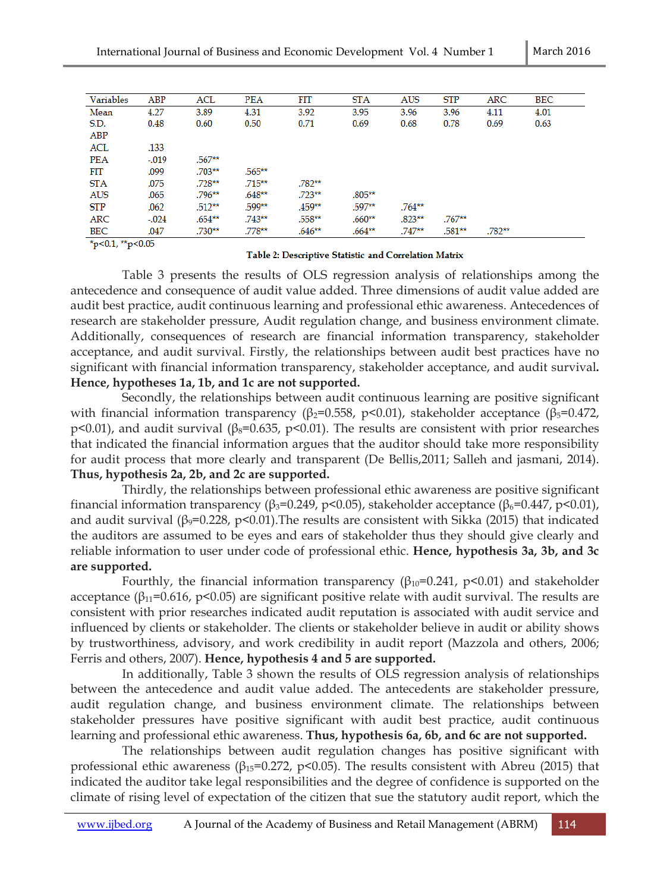| Variables | ABP | ACL | PEA | FIT | STA | AUS | STP | ARC | BEC |
|---|---|---|---|---|---|---|---|---|---|
| Mean | 4.27 | 3.89 | 4.31 | 3.92 | 3.95 | 3.96 | 3.96 | 4.11 | 4.01 |
| S.D. | 0.48 | 0.60 | 0.50 | 0.71 | 0.69 | 0.68 | 0.78 | 0.69 | 0.63 |
| ABP | | | | | | | | | |
| ACL | .133 | | | | | | | | |
| PEA | -.019 | .567** | | | | | | | |
| FIT | .099 | .703** | .565** | | | | | | |
| STA | .075 | .728** | .715** | .782** | | | | | |
| AUS | .065 | .796** | .648** | .723** | .805** | | | | |
| STP | .062 | .512** | .599** | .459** | .597** | .764** | | | |
| ARC | -.024 | .654** | .743** | .558** | .660** | .823** | .767** | | |
| BEC | .047 | .730** | .778** | .646** | .664** | .747** | .581** | .782** | |

*p<0.1, **p<0.05

**Table 2: Descriptive Statistic and Correlation Matrix**

Table 3 presents the results of OLS regression analysis of relationships among the antecedence and consequence of audit value added. Three dimensions of audit value added are audit best practice, audit continuous learning and professional ethic awareness. Antecedences of research are stakeholder pressure, Audit regulation change, and business environment climate. Additionally, consequences of research are financial information transparency, stakeholder acceptance, and audit survival. Firstly, the relationships between audit best practices have no significant with financial information transparency, stakeholder acceptance, and audit survival. **Hence, hypotheses 1a, 1b, and 1c are not supported.**

Secondly, the relationships between audit continuous learning are positive significant with financial information transparency ($\beta_2$=0.558, $p<0.01$), stakeholder acceptance ($\beta_5$=0.472, $p<0.01$), and audit survival ($\beta_8$=0.635, $p<0.01$). The results are consistent with prior researches that indicated the financial information argues that the auditor should take more responsibility for audit process that more clearly and transparent (De Bellis,2011; Salleh and jasmani, 2014). **Thus, hypothesis 2a, 2b, and 2c are supported.**

Thirdly, the relationships between professional ethic awareness are positive significant financial information transparency ($\beta_3$=0.249, $p<0.05$), stakeholder acceptance ($\beta_6$=0.447, $p<0.01$), and audit survival ($\beta_9$=0.228, $p<0.01$).The results are consistent with Sikka (2015) that indicated the auditors are assumed to be eyes and ears of stakeholder thus they should give clearly and reliable information to user under code of professional ethic. **Hence, hypothesis 3a, 3b, and 3c are supported.**

Fourthly, the financial information transparency ($\beta_{10}$=0.241, $p<0.01$) and stakeholder acceptance ($\beta_{11}$=0.616, $p<0.05$) are significant positive relate with audit survival. The results are consistent with prior researches indicated audit reputation is associated with audit service and influenced by clients or stakeholder. The clients or stakeholder believe in audit or ability shows by trustworthiness, advisory, and work credibility in audit report (Mazzola and others, 2006; Ferris and others, 2007). **Hence, hypothesis 4 and 5 are supported.**

In additionally, Table 3 shown the results of OLS regression analysis of relationships between the antecedence and audit value added. The antecedents are stakeholder pressure, audit regulation change, and business environment climate. The relationships between stakeholder pressures have positive significant with audit best practice, audit continuous learning and professional ethic awareness. **Thus, hypothesis 6a, 6b, and 6c are not supported.**

The relationships between audit regulation changes has positive significant with professional ethic awareness ($\beta_{15}$=0.272, $p<0.05$). The results consistent with Abreu (2015) that indicated the auditor take legal responsibilities and the degree of confidence is supported on the climate of rising level of expectation of the citizen that sue the statutory audit report, which the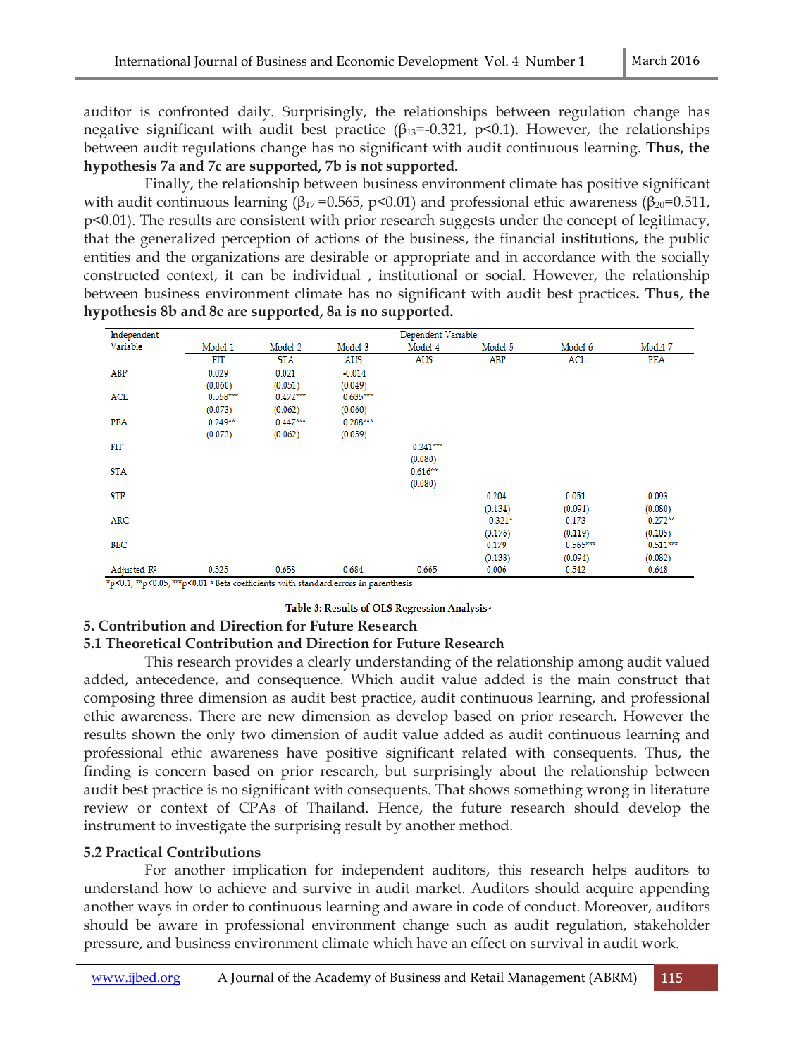auditor is confronted daily. Surprisingly, the relationships between regulation change has negative significant with audit best practice ($\beta_{13}$=-0.321, p<0.1). However, the relationships between audit regulations change has no significant with audit continuous learning. **Thus, the hypothesis 7a and 7c are supported, 7b is not supported.**

Finally, the relationship between business environment climate has positive significant with audit continuous learning ($\beta_{17}$ =0.565, p<0.01) and professional ethic awareness ($\beta_{20}$=0.511, p<0.01). The results are consistent with prior research suggests under the concept of legitimacy, that the generalized perception of actions of the business, the financial institutions, the public entities and the organizations are desirable or appropriate and in accordance with the socially constructed context, it can be individual , institutional or social. However, the relationship between business environment climate has no significant with audit best practices**. Thus, the hypothesis 8b and 8c are supported, 8a is no supported.**

| Independent Variable | Dependent Variable | | | | | | |
|---|---|---|---|---|---|---|---|
| | Model 1 | Model 2 | Model 3 | Model 4 | Model 5 | Model 6 | Model 7 |
| | FIT | STA | AUS | AUS | ABP | ACL | PEA |
| ABP | 0.029 | 0.021 | -0.014 | | | | |
| | (0.060) | (0.051) | (0.049) | | | | |
| ACL | 0.558*** | 0.472*** | 0.635*** | | | | |
| | (0.073) | (0.062) | (0.060) | | | | |
| PEA | 0.249** | 0.447*** | 0.288*** | | | | |
| | (0.073) | (0.062) | (0.059) | | | | |
| FIT | | | | 0.241*** | | | |
| | | | | (0.080) | | | |
| STA | | | | 0.616** | | | |
| | | | | (0.080) | | | |
| STP | | | | | 0.204 | 0.051 | 0.093 |
| | | | | | (0.134) | (0.091) | (0.080) |
| ARC | | | | | -0.321* | 0.173 | 0.272** |
| | | | | | (0.176) | (0.119) | (0.105) |
| BEC | | | | | 0.179 | 0.565*** | 0.511*** |
| | | | | | (0.138) | (0.094) | (0.082) |
| Adjusted $R^2$ | 0.525 | 0.658 | 0.684 | 0.665 | 0.006 | 0.542 | 0.648 |

*p<0.1, **p<0.05, ***p<0.01 [a] Beta coefficients with standard errors in parenthesis

**Table 3: Results of OLS Regression Analysis[a]**

## 5. Contribution and Direction for Future Research

### 5.1 Theoretical Contribution and Direction for Future Research

This research provides a clearly understanding of the relationship among audit valued added, antecedence, and consequence. Which audit value added is the main construct that composing three dimension as audit best practice, audit continuous learning, and professional ethic awareness. There are new dimension as develop based on prior research. However the results shown the only two dimension of audit value added as audit continuous learning and professional ethic awareness have positive significant related with consequents. Thus, the finding is concern based on prior research, but surprisingly about the relationship between audit best practice is no significant with consequents. That shows something wrong in literature review or context of CPAs of Thailand. Hence, the future research should develop the instrument to investigate the surprising result by another method.

### 5.2 Practical Contributions

For another implication for independent auditors, this research helps auditors to understand how to achieve and survive in audit market. Auditors should acquire appending another ways in order to continuous learning and aware in code of conduct. Moreover, auditors should be aware in professional environment change such as audit regulation, stakeholder pressure, and business environment climate which have an effect on survival in audit work.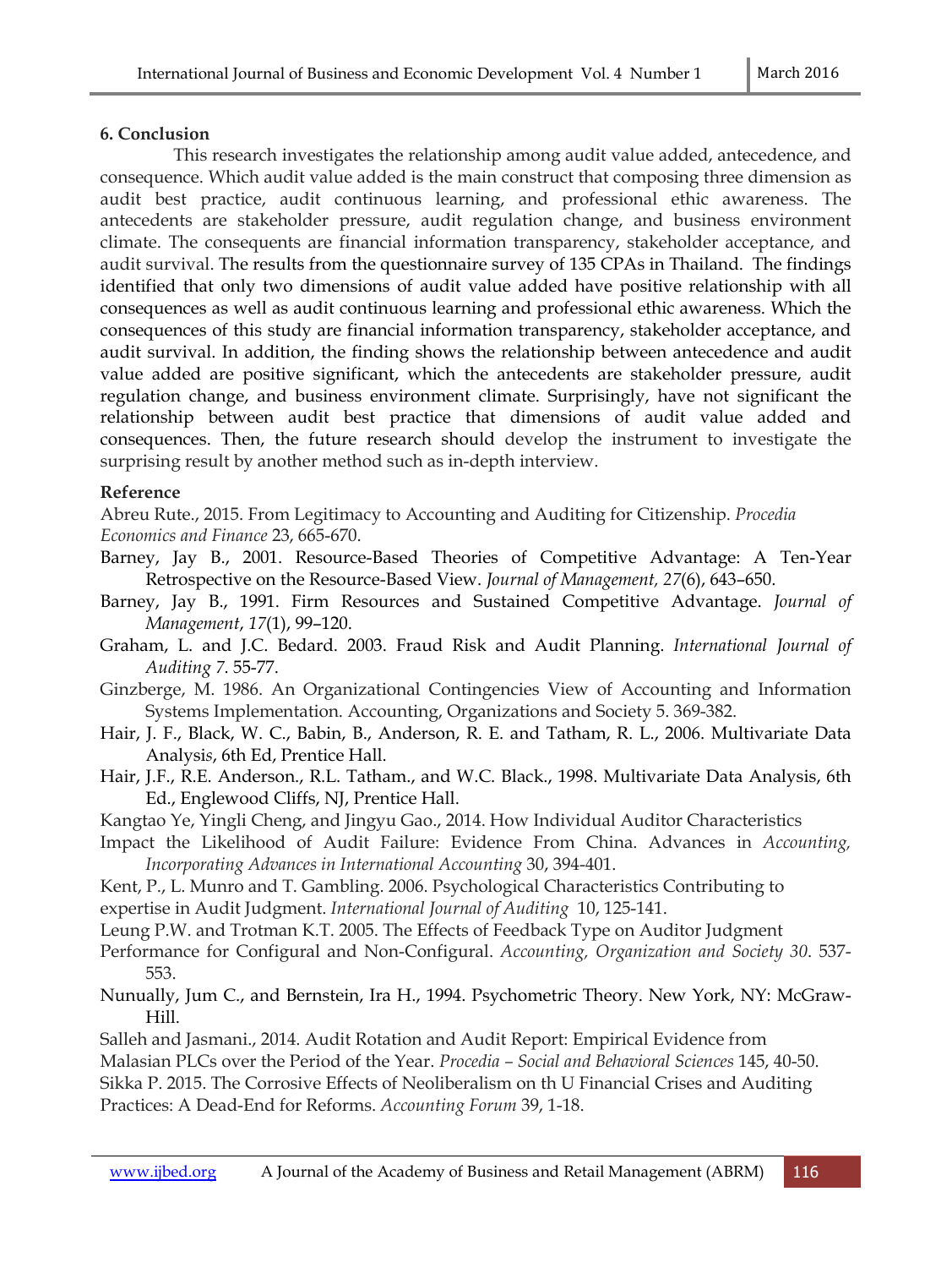**6. Conclusion**

This research investigates the relationship among audit value added, antecedence, and consequence. Which audit value added is the main construct that composing three dimension as audit best practice, audit continuous learning, and professional ethic awareness. The antecedents are stakeholder pressure, audit regulation change, and business environment climate. The consequents are financial information transparency, stakeholder acceptance, and audit survival. The results from the questionnaire survey of 135 CPAs in Thailand. The findings identified that only two dimensions of audit value added have positive relationship with all consequences as well as audit continuous learning and professional ethic awareness. Which the consequences of this study are financial information transparency, stakeholder acceptance, and audit survival. In addition, the finding shows the relationship between antecedence and audit value added are positive significant, which the antecedents are stakeholder pressure, audit regulation change, and business environment climate. Surprisingly, have not significant the relationship between audit best practice that dimensions of audit value added and consequences. Then, the future research should develop the instrument to investigate the surprising result by another method such as in-depth interview.

**Reference**

Abreu Rute., 2015. From Legitimacy to Accounting and Auditing for Citizenship. *Procedia Economics and Finance* 23, 665-670.

Barney, Jay B., 2001. Resource-Based Theories of Competitive Advantage: A Ten-Year Retrospective on the Resource-Based View. *Journal of Management, 27*(6), 643–650.

Barney, Jay B., 1991. Firm Resources and Sustained Competitive Advantage. *Journal of Management*, *17*(1), 99–120.

Graham, L. and J.C. Bedard. 2003. Fraud Risk and Audit Planning. *International Journal of Auditing 7*. 55-77.

Ginzberge, M. 1986. An Organizational Contingencies View of Accounting and Information Systems Implementation. Accounting, Organizations and Society 5. 369-382.

Hair, J. F., Black, W. C., Babin, B., Anderson, R. E. and Tatham, R. L., 2006. Multivariate Data Analysis, 6th Ed, Prentice Hall.

Hair, J.F., R.E. Anderson., R.L. Tatham., and W.C. Black., 1998. Multivariate Data Analysis, 6th Ed., Englewood Cliffs, NJ, Prentice Hall.

Kangtao Ye, Yingli Cheng, and Jingyu Gao., 2014. How Individual Auditor Characteristics Impact the Likelihood of Audit Failure: Evidence From China. Advances in *Accounting, Incorporating Advances in International Accounting* 30, 394-401.

Kent, P., L. Munro and T. Gambling. 2006. Psychological Characteristics Contributing to expertise in Audit Judgment. *International Journal of Auditing* 10, 125-141.

Leung P.W. and Trotman K.T. 2005. The Effects of Feedback Type on Auditor Judgment Performance for Configural and Non-Configural. *Accounting, Organization and Society 30*. 537-553.

Nunually, Jum C., and Bernstein, Ira H., 1994. Psychometric Theory. New York, NY: McGraw-Hill.

Salleh and Jasmani., 2014. Audit Rotation and Audit Report: Empirical Evidence from Malasian PLCs over the Period of the Year. *Procedia – Social and Behavioral Sciences* 145, 40-50.

Sikka P. 2015. The Corrosive Effects of Neoliberalism on th U Financial Crises and Auditing Practices: A Dead-End for Reforms. *Accounting Forum* 39, 1-18.